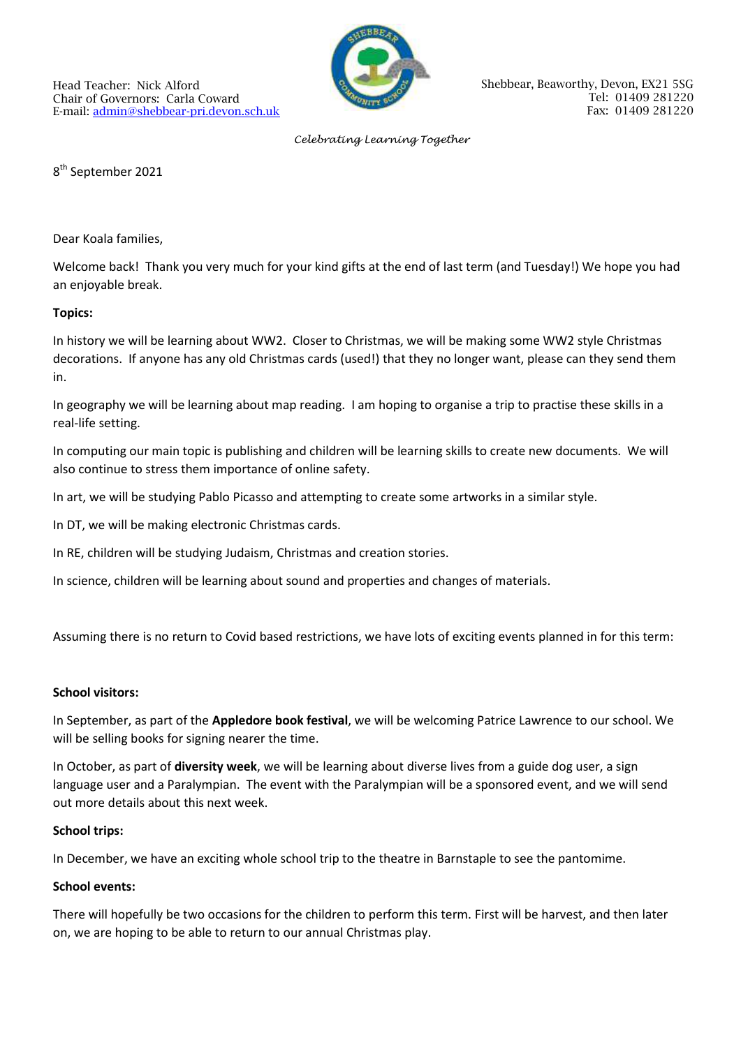Head Teacher: Nick Alford
Chair of Governors: Carla Coward
E-mail: admin@shebbear-pri.devon.sch.uk

Shebbear, Beaworthy, Devon, EX21 5SG
Tel: 01409 281220
Fax: 01409 281220

*Celebrating Learning Together*

8th September 2021

Dear Koala families,

Welcome back! Thank you very much for your kind gifts at the end of last term (and Tuesday!) We hope you had an enjoyable break.

**Topics:**

In history we will be learning about WW2. Closer to Christmas, we will be making some WW2 style Christmas decorations. If anyone has any old Christmas cards (used!) that they no longer want, please can they send them in.

In geography we will be learning about map reading. I am hoping to organise a trip to practise these skills in a real-life setting.

In computing our main topic is publishing and children will be learning skills to create new documents. We will also continue to stress them importance of online safety.

In art, we will be studying Pablo Picasso and attempting to create some artworks in a similar style.

In DT, we will be making electronic Christmas cards.

In RE, children will be studying Judaism, Christmas and creation stories.

In science, children will be learning about sound and properties and changes of materials.

Assuming there is no return to Covid based restrictions, we have lots of exciting events planned in for this term:

**School visitors:**

In September, as part of the **Appledore book festival**, we will be welcoming Patrice Lawrence to our school. We will be selling books for signing nearer the time.

In October, as part of **diversity week**, we will be learning about diverse lives from a guide dog user, a sign language user and a Paralympian. The event with the Paralympian will be a sponsored event, and we will send out more details about this next week.

**School trips:**

In December, we have an exciting whole school trip to the theatre in Barnstaple to see the pantomime.

**School events:**

There will hopefully be two occasions for the children to perform this term. First will be harvest, and then later on, we are hoping to be able to return to our annual Christmas play.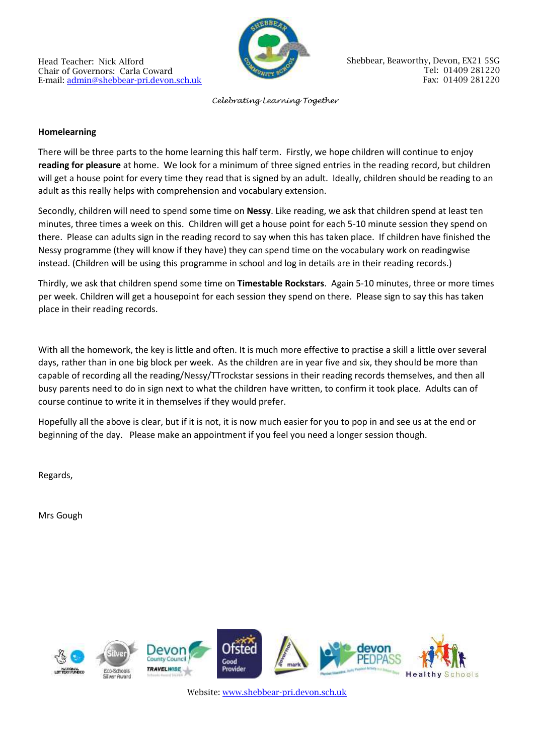Head Teacher: Nick Alford
Chair of Governors: Carla Coward
E-mail: admin@shebbear-pri.devon.sch.uk

Shebbear, Beaworthy, Devon, EX21 5SG
Tel: 01409 281220
Fax: 01409 281220

*Celebrating Learning Together*

**Homelearning**

There will be three parts to the home learning this half term. Firstly, we hope children will continue to enjoy **reading for pleasure** at home. We look for a minimum of three signed entries in the reading record, but children will get a house point for every time they read that is signed by an adult. Ideally, children should be reading to an adult as this really helps with comprehension and vocabulary extension.

Secondly, children will need to spend some time on **Nessy**. Like reading, we ask that children spend at least ten minutes, three times a week on this. Children will get a house point for each 5-10 minute session they spend on there. Please can adults sign in the reading record to say when this has taken place. If children have finished the Nessy programme (they will know if they have) they can spend time on the vocabulary work on readingwise instead. (Children will be using this programme in school and log in details are in their reading records.)

Thirdly, we ask that children spend some time on **Timestable Rockstars**. Again 5-10 minutes, three or more times per week. Children will get a housepoint for each session they spend on there. Please sign to say this has taken place in their reading records.

With all the homework, the key is little and often. It is much more effective to practise a skill a little over several days, rather than in one big block per week. As the children are in year five and six, they should be more than capable of recording all the reading/Nessy/TTrockstar sessions in their reading records themselves, and then all busy parents need to do in sign next to what the children have written, to confirm it took place. Adults can of course continue to write it in themselves if they would prefer.

Hopefully all the above is clear, but if it is not, it is now much easier for you to pop in and see us at the end or beginning of the day. Please make an appointment if you feel you need a longer session though.

Regards,

Mrs Gough

Website: www.shebbear-pri.devon.sch.uk